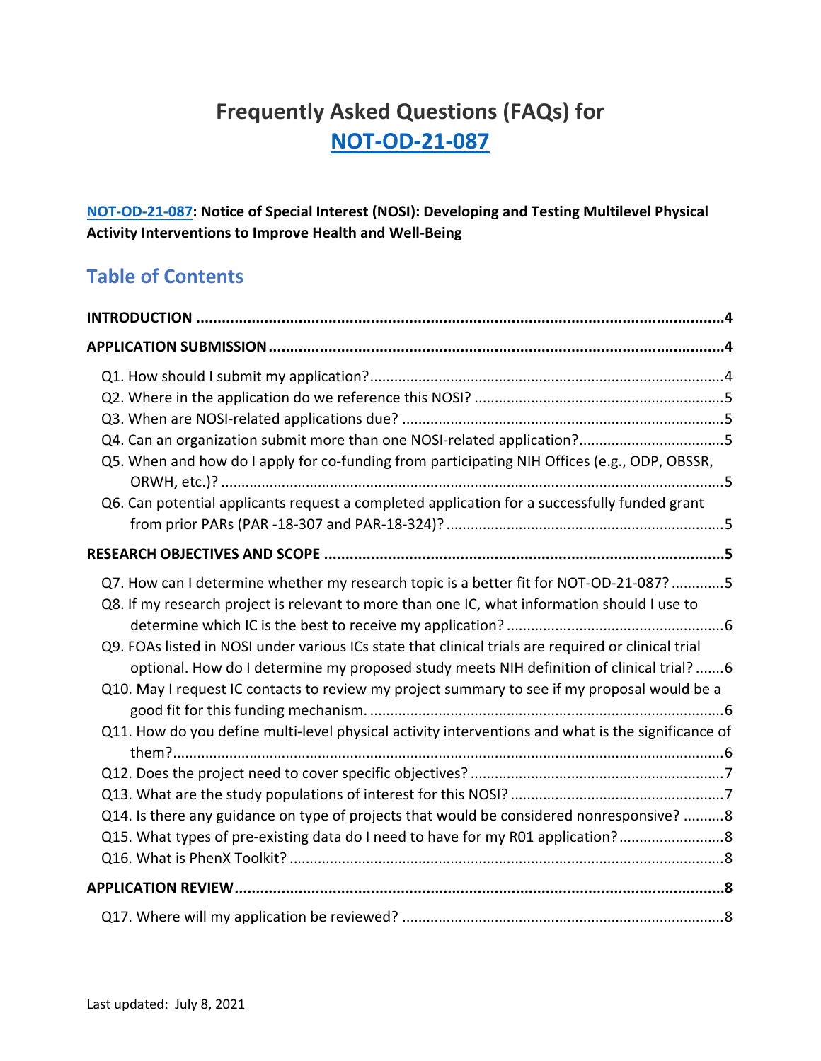# Frequently Asked Questions (FAQs) for NOT-OD-21-087

**NOT-OD-21-087: Notice of Special Interest (NOSI): Developing and Testing Multilevel Physical Activity Interventions to Improve Health and Well-Being**

## Table of Contents

**INTRODUCTION** ..... 4

**APPLICATION SUBMISSION** ..... 4

- Q1. How should I submit my application? ..... 4
- Q2. Where in the application do we reference this NOSI? ..... 5
- Q3. When are NOSI-related applications due? ..... 5
- Q4. Can an organization submit more than one NOSI-related application? ..... 5
- Q5. When and how do I apply for co-funding from participating NIH Offices (e.g., ODP, OBSSR, ORWH, etc.)? ..... 5
- Q6. Can potential applicants request a completed application for a successfully funded grant from prior PARs (PAR -18-307 and PAR-18-324)? ..... 5

**RESEARCH OBJECTIVES AND SCOPE** ..... 5

- Q7. How can I determine whether my research topic is a better fit for NOT-OD-21-087? ..... 5
- Q8. If my research project is relevant to more than one IC, what information should I use to determine which IC is the best to receive my application? ..... 6
- Q9. FOAs listed in NOSI under various ICs state that clinical trials are required or clinical trial optional. How do I determine my proposed study meets NIH definition of clinical trial? ..... 6
- Q10. May I request IC contacts to review my project summary to see if my proposal would be a good fit for this funding mechanism. ..... 6
- Q11. How do you define multi-level physical activity interventions and what is the significance of them? ..... 6
- Q12. Does the project need to cover specific objectives? ..... 7
- Q13. What are the study populations of interest for this NOSI? ..... 7
- Q14. Is there any guidance on type of projects that would be considered nonresponsive? ..... 8
- Q15. What types of pre-existing data do I need to have for my R01 application? ..... 8
- Q16. What is PhenX Toolkit? ..... 8

**APPLICATION REVIEW** ..... 8

- Q17. Where will my application be reviewed? ..... 8

Last updated: July 8, 2021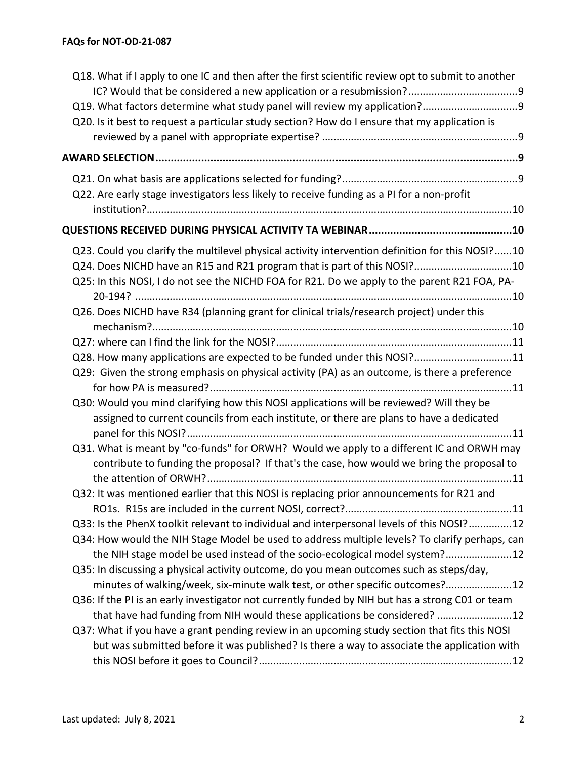Q18. What if I apply to one IC and then after the first scientific review opt to submit to another IC? Would that be considered a new application or a resubmission?......................................9

Q19. What factors determine what study panel will review my application?.................................9

Q20. Is it best to request a particular study section? How do I ensure that my application is reviewed by a panel with appropriate expertise? ....................................................................9

**AWARD SELECTION.........................................................................................................................9**

Q21. On what basis are applications selected for funding?.............................................................9

Q22. Are early stage investigators less likely to receive funding as a PI for a non-profit institution?..............................................................................................................................10

**QUESTIONS RECEIVED DURING PHYSICAL ACTIVITY TA WEBINAR...............................................10**

Q23. Could you clarify the multilevel physical activity intervention definition for this NOSI?......10

Q24. Does NICHD have an R15 and R21 program that is part of this NOSI?..................................10

Q25: In this NOSI, I do not see the NICHD FOA for R21. Do we apply to the parent R21 FOA, PA-20-194? ...................................................................................................................................10

Q26. Does NICHD have R34 (planning grant for clinical trials/research project) under this mechanism?............................................................................................................................10

Q27: where can I find the link for the NOSI?..................................................................................11

Q28. How many applications are expected to be funded under this NOSI?..................................11

Q29: Given the strong emphasis on physical activity (PA) as an outcome, is there a preference for how PA is measured?.........................................................................................................11

Q30: Would you mind clarifying how this NOSI applications will be reviewed? Will they be assigned to current councils from each institute, or there are plans to have a dedicated panel for this NOSI?.................................................................................................................11

Q31. What is meant by "co-funds" for ORWH? Would we apply to a different IC and ORWH may contribute to funding the proposal? If that's the case, how would we bring the proposal to the attention of ORWH?..........................................................................................................11

Q32: It was mentioned earlier that this NOSI is replacing prior announcements for R21 and RO1s. R15s are included in the current NOSI, correct?..........................................................11

Q33: Is the PhenX toolkit relevant to individual and interpersonal levels of this NOSI?...............12

Q34: How would the NIH Stage Model be used to address multiple levels? To clarify perhaps, can the NIH stage model be used instead of the socio-ecological model system?.......................12

Q35: In discussing a physical activity outcome, do you mean outcomes such as steps/day, minutes of walking/week, six-minute walk test, or other specific outcomes?.......................12

Q36: If the PI is an early investigator not currently funded by NIH but has a strong C01 or team that have had funding from NIH would these applications be considered? ..........................12

Q37: What if you have a grant pending review in an upcoming study section that fits this NOSI but was submitted before it was published? Is there a way to associate the application with this NOSI before it goes to Council?.......................................................................................12

Last updated: July 8, 2021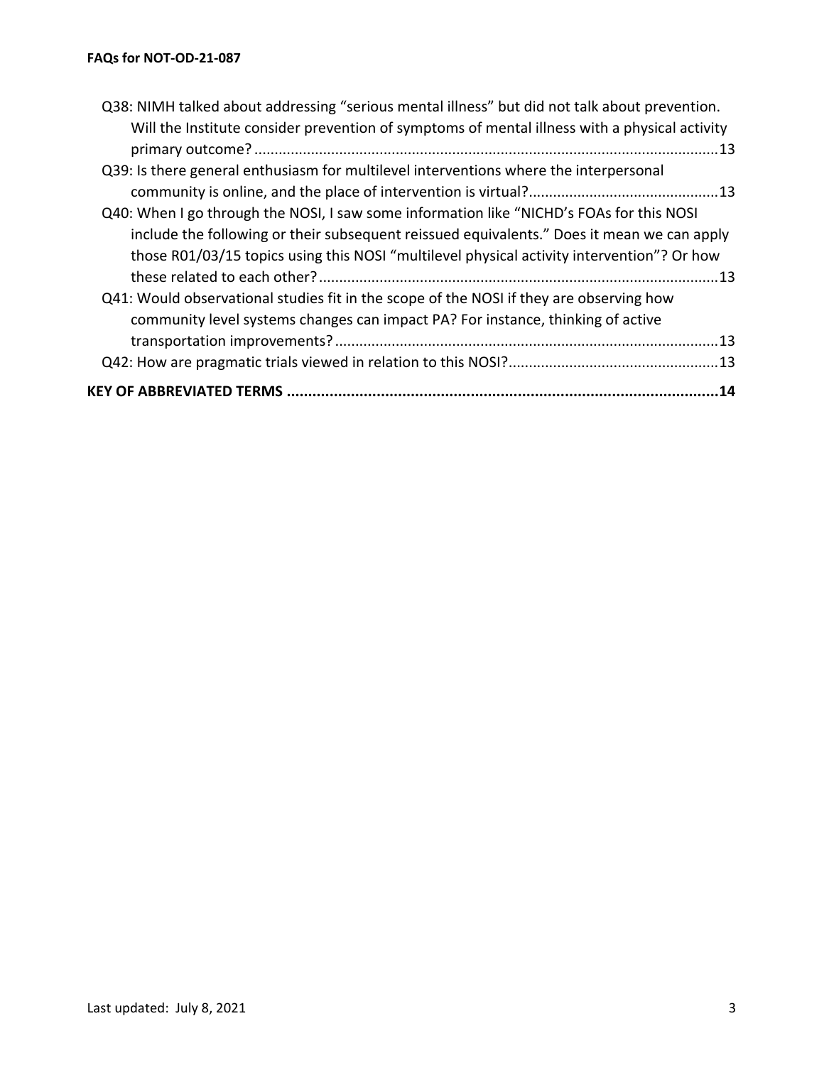Q38: NIMH talked about addressing "serious mental illness" but did not talk about prevention. Will the Institute consider prevention of symptoms of mental illness with a physical activity primary outcome? ..... 13

Q39: Is there general enthusiasm for multilevel interventions where the interpersonal community is online, and the place of intervention is virtual? ..... 13

Q40: When I go through the NOSI, I saw some information like "NICHD's FOAs for this NOSI include the following or their subsequent reissued equivalents." Does it mean we can apply those R01/03/15 topics using this NOSI "multilevel physical activity intervention"? Or how these related to each other? ..... 13

Q41: Would observational studies fit in the scope of the NOSI if they are observing how community level systems changes can impact PA? For instance, thinking of active transportation improvements? ..... 13

Q42: How are pragmatic trials viewed in relation to this NOSI? ..... 13

**KEY OF ABBREVIATED TERMS ..... 14**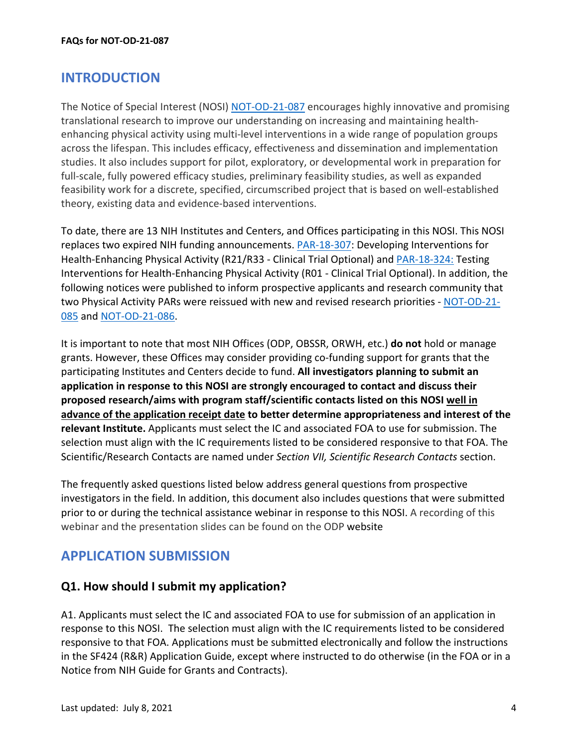## INTRODUCTION

The Notice of Special Interest (NOSI) NOT-OD-21-087 encourages highly innovative and promising translational research to improve our understanding on increasing and maintaining health-enhancing physical activity using multi-level interventions in a wide range of population groups across the lifespan. This includes efficacy, effectiveness and dissemination and implementation studies. It also includes support for pilot, exploratory, or developmental work in preparation for full-scale, fully powered efficacy studies, preliminary feasibility studies, as well as expanded feasibility work for a discrete, specified, circumscribed project that is based on well-established theory, existing data and evidence-based interventions.

To date, there are 13 NIH Institutes and Centers, and Offices participating in this NOSI. This NOSI replaces two expired NIH funding announcements. PAR-18-307: Developing Interventions for Health-Enhancing Physical Activity (R21/R33 - Clinical Trial Optional) and PAR-18-324: Testing Interventions for Health-Enhancing Physical Activity (R01 - Clinical Trial Optional). In addition, the following notices were published to inform prospective applicants and research community that two Physical Activity PARs were reissued with new and revised research priorities - NOT-OD-21-085 and NOT-OD-21-086.

It is important to note that most NIH Offices (ODP, OBSSR, ORWH, etc.) **do not** hold or manage grants. However, these Offices may consider providing co-funding support for grants that the participating Institutes and Centers decide to fund. **All investigators planning to submit an application in response to this NOSI are strongly encouraged to contact and discuss their proposed research/aims with program staff/scientific contacts listed on this NOSI <u>well in advance of the application receipt date</u> to better determine appropriateness and interest of the relevant Institute.** Applicants must select the IC and associated FOA to use for submission. The selection must align with the IC requirements listed to be considered responsive to that FOA. The Scientific/Research Contacts are named under *Section VII, Scientific Research Contacts* section.

The frequently asked questions listed below address general questions from prospective investigators in the field. In addition, this document also includes questions that were submitted prior to or during the technical assistance webinar in response to this NOSI. A recording of this webinar and the presentation slides can be found on the ODP website

## APPLICATION SUBMISSION

### Q1. How should I submit my application?

A1. Applicants must select the IC and associated FOA to use for submission of an application in response to this NOSI. The selection must align with the IC requirements listed to be considered responsive to that FOA. Applications must be submitted electronically and follow the instructions in the SF424 (R&R) Application Guide, except where instructed to do otherwise (in the FOA or in a Notice from NIH Guide for Grants and Contracts).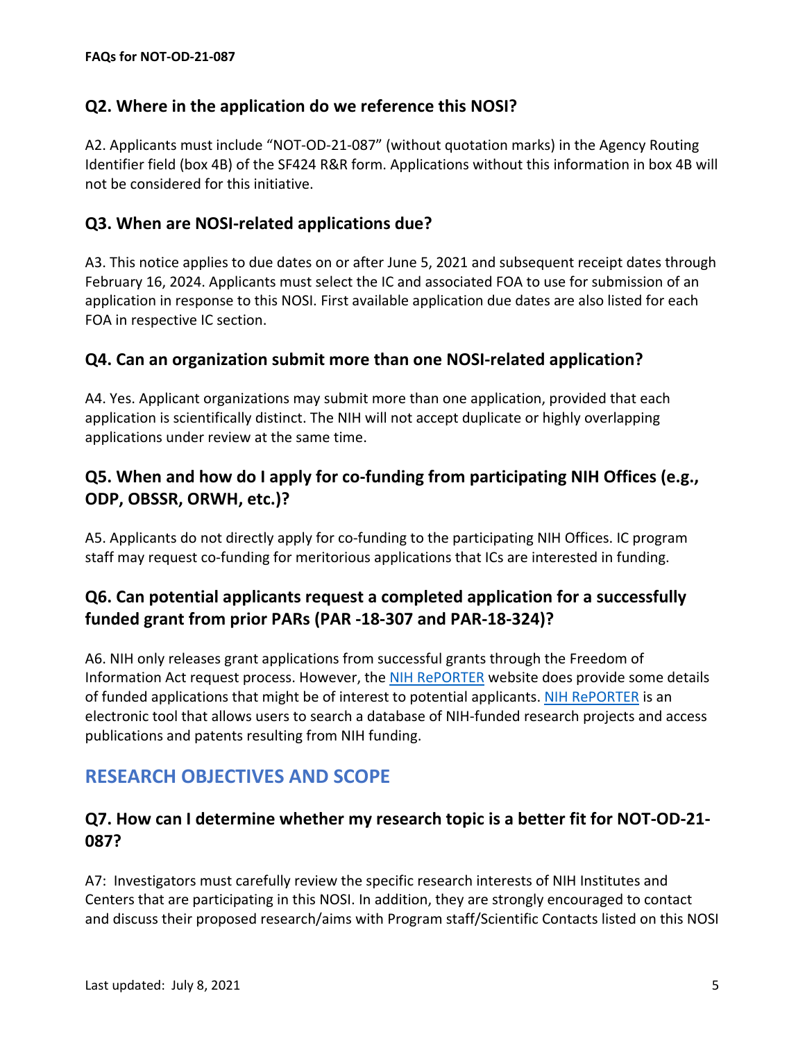## Q2. Where in the application do we reference this NOSI?

A2. Applicants must include "NOT-OD-21-087" (without quotation marks) in the Agency Routing Identifier field (box 4B) of the SF424 R&R form. Applications without this information in box 4B will not be considered for this initiative.

## Q3. When are NOSI-related applications due?

A3. This notice applies to due dates on or after June 5, 2021 and subsequent receipt dates through February 16, 2024. Applicants must select the IC and associated FOA to use for submission of an application in response to this NOSI. First available application due dates are also listed for each FOA in respective IC section.

## Q4. Can an organization submit more than one NOSI-related application?

A4. Yes. Applicant organizations may submit more than one application, provided that each application is scientifically distinct. The NIH will not accept duplicate or highly overlapping applications under review at the same time.

## Q5. When and how do I apply for co-funding from participating NIH Offices (e.g., ODP, OBSSR, ORWH, etc.)?

A5. Applicants do not directly apply for co-funding to the participating NIH Offices. IC program staff may request co-funding for meritorious applications that ICs are interested in funding.

## Q6. Can potential applicants request a completed application for a successfully funded grant from prior PARs (PAR -18-307 and PAR-18-324)?

A6. NIH only releases grant applications from successful grants through the Freedom of Information Act request process. However, the NIH RePORTER website does provide some details of funded applications that might be of interest to potential applicants. NIH RePORTER is an electronic tool that allows users to search a database of NIH-funded research projects and access publications and patents resulting from NIH funding.

# RESEARCH OBJECTIVES AND SCOPE

## Q7. How can I determine whether my research topic is a better fit for NOT-OD-21-087?

A7: Investigators must carefully review the specific research interests of NIH Institutes and Centers that are participating in this NOSI. In addition, they are strongly encouraged to contact and discuss their proposed research/aims with Program staff/Scientific Contacts listed on this NOSI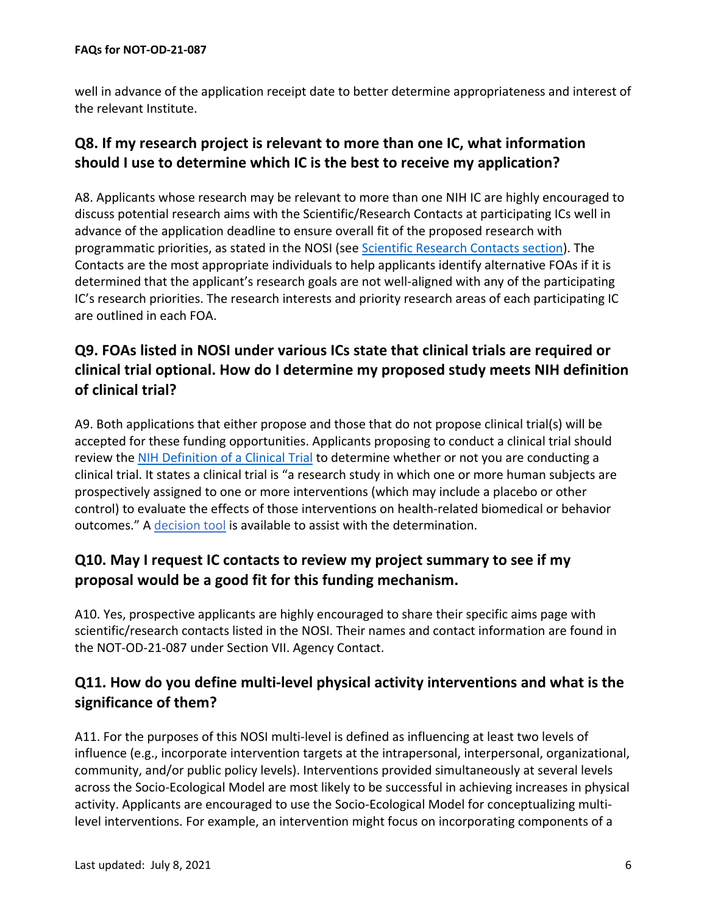well in advance of the application receipt date to better determine appropriateness and interest of the relevant Institute.

## Q8. If my research project is relevant to more than one IC, what information should I use to determine which IC is the best to receive my application?

A8. Applicants whose research may be relevant to more than one NIH IC are highly encouraged to discuss potential research aims with the Scientific/Research Contacts at participating ICs well in advance of the application deadline to ensure overall fit of the proposed research with programmatic priorities, as stated in the NOSI (see Scientific Research Contacts section). The Contacts are the most appropriate individuals to help applicants identify alternative FOAs if it is determined that the applicant's research goals are not well-aligned with any of the participating IC's research priorities. The research interests and priority research areas of each participating IC are outlined in each FOA.

## Q9. FOAs listed in NOSI under various ICs state that clinical trials are required or clinical trial optional. How do I determine my proposed study meets NIH definition of clinical trial?

A9. Both applications that either propose and those that do not propose clinical trial(s) will be accepted for these funding opportunities. Applicants proposing to conduct a clinical trial should review the NIH Definition of a Clinical Trial to determine whether or not you are conducting a clinical trial. It states a clinical trial is "a research study in which one or more human subjects are prospectively assigned to one or more interventions (which may include a placebo or other control) to evaluate the effects of those interventions on health-related biomedical or behavior outcomes." A decision tool is available to assist with the determination.

## Q10. May I request IC contacts to review my project summary to see if my proposal would be a good fit for this funding mechanism.

A10. Yes, prospective applicants are highly encouraged to share their specific aims page with scientific/research contacts listed in the NOSI. Their names and contact information are found in the NOT-OD-21-087 under Section VII. Agency Contact.

## Q11. How do you define multi-level physical activity interventions and what is the significance of them?

A11. For the purposes of this NOSI multi-level is defined as influencing at least two levels of influence (e.g., incorporate intervention targets at the intrapersonal, interpersonal, organizational, community, and/or public policy levels). Interventions provided simultaneously at several levels across the Socio-Ecological Model are most likely to be successful in achieving increases in physical activity. Applicants are encouraged to use the Socio-Ecological Model for conceptualizing multi-level interventions. For example, an intervention might focus on incorporating components of a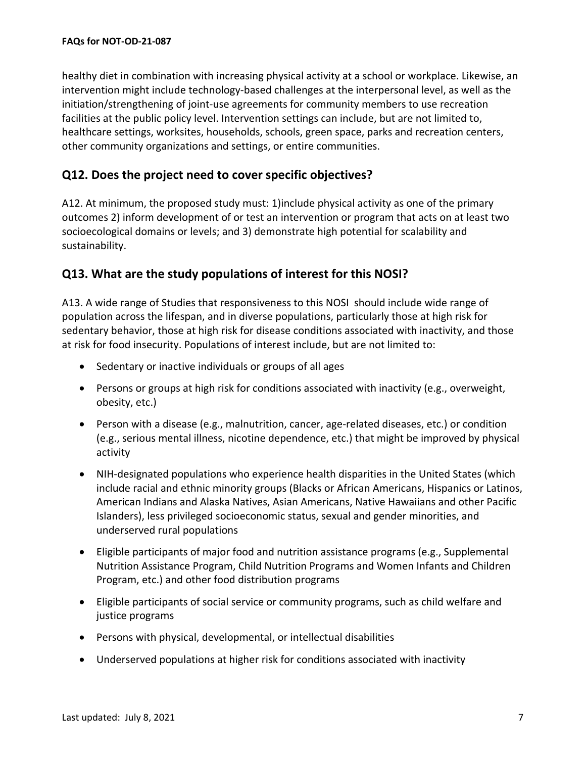healthy diet in combination with increasing physical activity at a school or workplace. Likewise, an intervention might include technology-based challenges at the interpersonal level, as well as the initiation/strengthening of joint-use agreements for community members to use recreation facilities at the public policy level. Intervention settings can include, but are not limited to, healthcare settings, worksites, households, schools, green space, parks and recreation centers, other community organizations and settings, or entire communities.

## Q12. Does the project need to cover specific objectives?

A12. At minimum, the proposed study must: 1)include physical activity as one of the primary outcomes 2) inform development of or test an intervention or program that acts on at least two socioecological domains or levels; and 3) demonstrate high potential for scalability and sustainability.

## Q13. What are the study populations of interest for this NOSI?

A13. A wide range of Studies that responsiveness to this NOSI should include wide range of population across the lifespan, and in diverse populations, particularly those at high risk for sedentary behavior, those at high risk for disease conditions associated with inactivity, and those at risk for food insecurity. Populations of interest include, but are not limited to:

- Sedentary or inactive individuals or groups of all ages
- Persons or groups at high risk for conditions associated with inactivity (e.g., overweight, obesity, etc.)
- Person with a disease (e.g., malnutrition, cancer, age-related diseases, etc.) or condition (e.g., serious mental illness, nicotine dependence, etc.) that might be improved by physical activity
- NIH-designated populations who experience health disparities in the United States (which include racial and ethnic minority groups (Blacks or African Americans, Hispanics or Latinos, American Indians and Alaska Natives, Asian Americans, Native Hawaiians and other Pacific Islanders), less privileged socioeconomic status, sexual and gender minorities, and underserved rural populations
- Eligible participants of major food and nutrition assistance programs (e.g., Supplemental Nutrition Assistance Program, Child Nutrition Programs and Women Infants and Children Program, etc.) and other food distribution programs
- Eligible participants of social service or community programs, such as child welfare and justice programs
- Persons with physical, developmental, or intellectual disabilities
- Underserved populations at higher risk for conditions associated with inactivity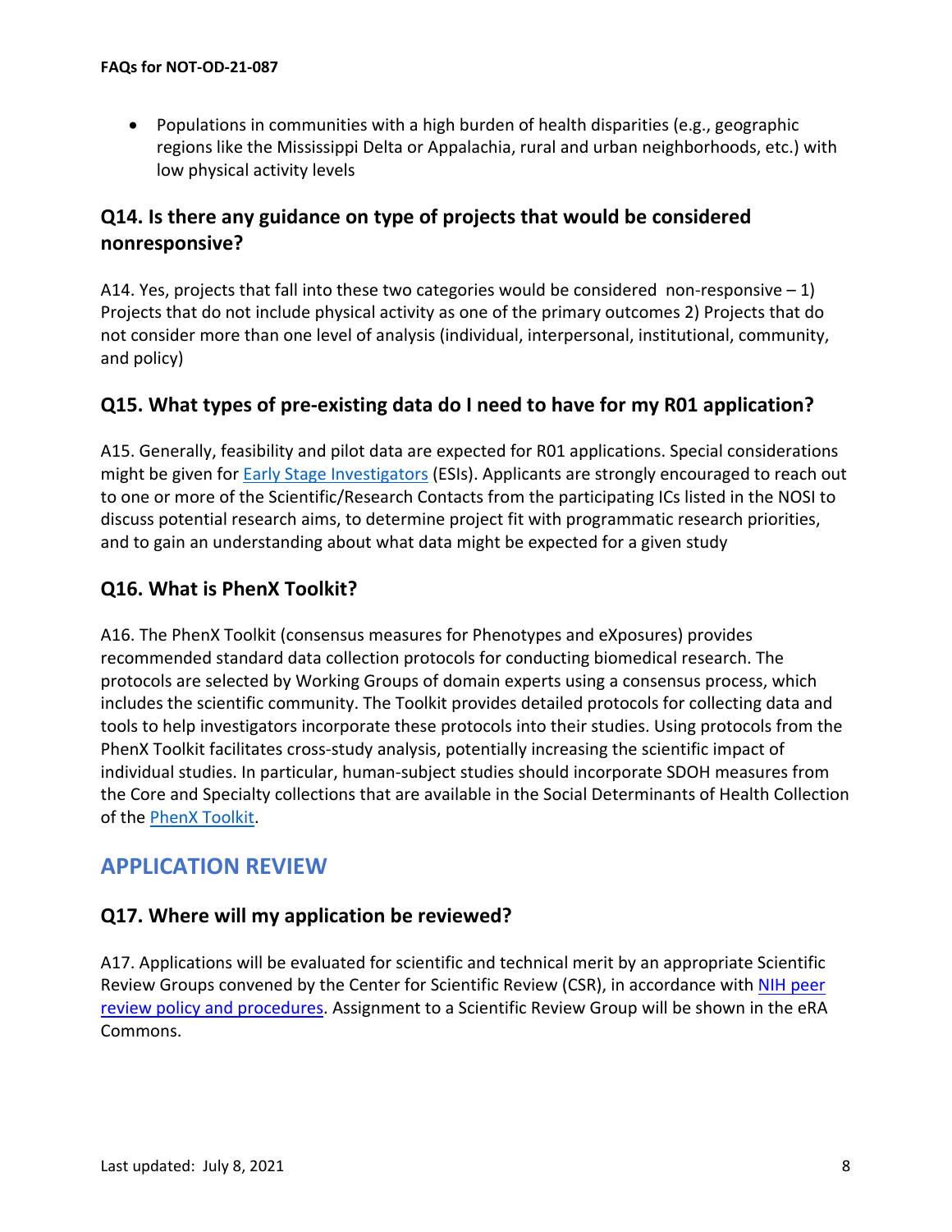- Populations in communities with a high burden of health disparities (e.g., geographic regions like the Mississippi Delta or Appalachia, rural and urban neighborhoods, etc.) with low physical activity levels

### Q14. Is there any guidance on type of projects that would be considered nonresponsive?

A14. Yes, projects that fall into these two categories would be considered non-responsive – 1) Projects that do not include physical activity as one of the primary outcomes 2) Projects that do not consider more than one level of analysis (individual, interpersonal, institutional, community, and policy)

### Q15. What types of pre-existing data do I need to have for my R01 application?

A15. Generally, feasibility and pilot data are expected for R01 applications. Special considerations might be given for [Early Stage Investigators](Early Stage Investigators) (ESIs). Applicants are strongly encouraged to reach out to one or more of the Scientific/Research Contacts from the participating ICs listed in the NOSI to discuss potential research aims, to determine project fit with programmatic research priorities, and to gain an understanding about what data might be expected for a given study

### Q16. What is PhenX Toolkit?

A16. The PhenX Toolkit (consensus measures for Phenotypes and eXposures) provides recommended standard data collection protocols for conducting biomedical research. The protocols are selected by Working Groups of domain experts using a consensus process, which includes the scientific community. The Toolkit provides detailed protocols for collecting data and tools to help investigators incorporate these protocols into their studies. Using protocols from the PhenX Toolkit facilitates cross-study analysis, potentially increasing the scientific impact of individual studies. In particular, human-subject studies should incorporate SDOH measures from the Core and Specialty collections that are available in the Social Determinants of Health Collection of the PhenX Toolkit.

## APPLICATION REVIEW

### Q17. Where will my application be reviewed?

A17. Applications will be evaluated for scientific and technical merit by an appropriate Scientific Review Groups convened by the Center for Scientific Review (CSR), in accordance with NIH peer review policy and procedures. Assignment to a Scientific Review Group will be shown in the eRA Commons.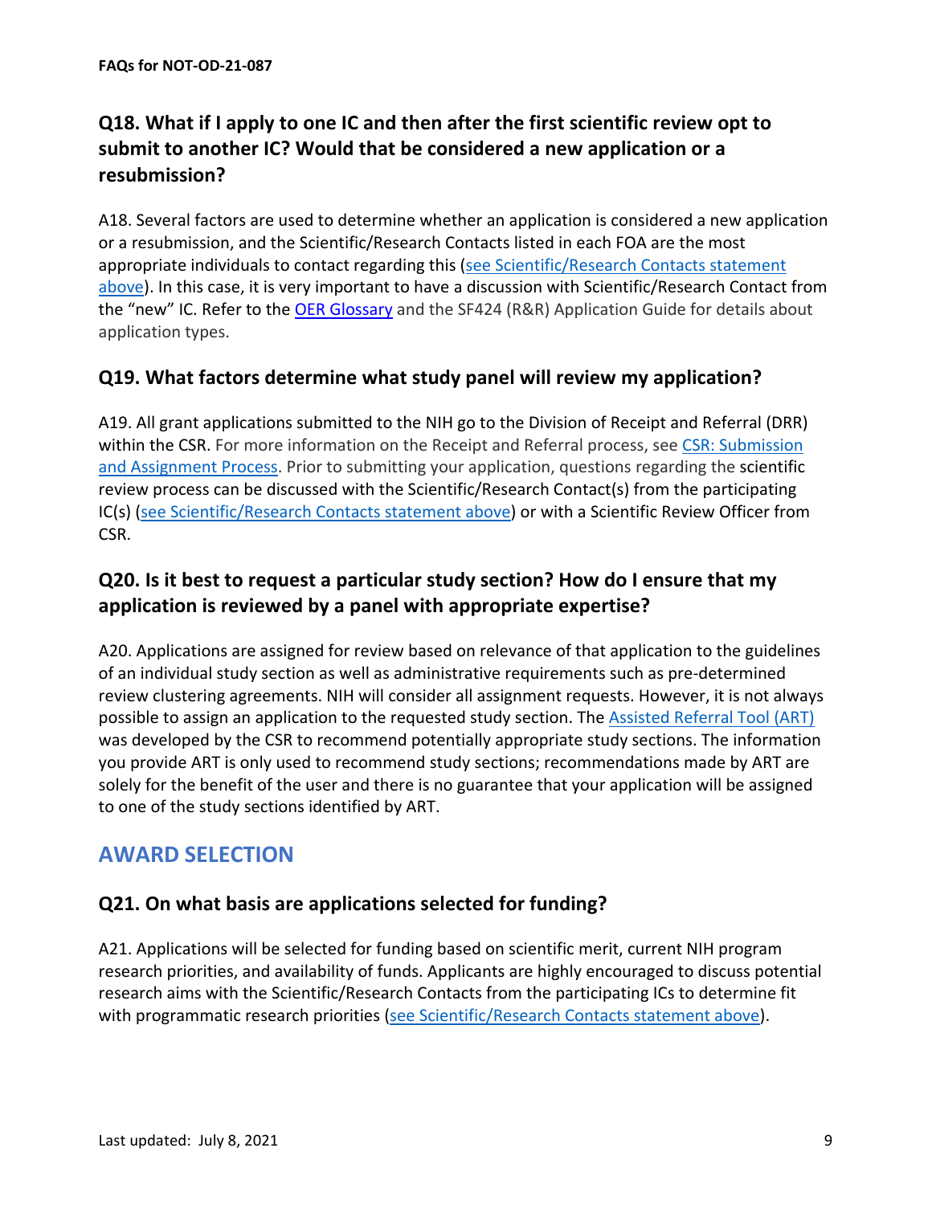### Q18. What if I apply to one IC and then after the first scientific review opt to submit to another IC? Would that be considered a new application or a resubmission?

A18. Several factors are used to determine whether an application is considered a new application or a resubmission, and the Scientific/Research Contacts listed in each FOA are the most appropriate individuals to contact regarding this (see Scientific/Research Contacts statement above). In this case, it is very important to have a discussion with Scientific/Research Contact from the "new" IC. Refer to the OER Glossary and the SF424 (R&R) Application Guide for details about application types.

### Q19. What factors determine what study panel will review my application?

A19. All grant applications submitted to the NIH go to the Division of Receipt and Referral (DRR) within the CSR. For more information on the Receipt and Referral process, see CSR: Submission and Assignment Process. Prior to submitting your application, questions regarding the scientific review process can be discussed with the Scientific/Research Contact(s) from the participating IC(s) (see Scientific/Research Contacts statement above) or with a Scientific Review Officer from CSR.

### Q20. Is it best to request a particular study section? How do I ensure that my application is reviewed by a panel with appropriate expertise?

A20. Applications are assigned for review based on relevance of that application to the guidelines of an individual study section as well as administrative requirements such as pre-determined review clustering agreements. NIH will consider all assignment requests. However, it is not always possible to assign an application to the requested study section. The Assisted Referral Tool (ART) was developed by the CSR to recommend potentially appropriate study sections. The information you provide ART is only used to recommend study sections; recommendations made by ART are solely for the benefit of the user and there is no guarantee that your application will be assigned to one of the study sections identified by ART.

## AWARD SELECTION

### Q21. On what basis are applications selected for funding?

A21. Applications will be selected for funding based on scientific merit, current NIH program research priorities, and availability of funds. Applicants are highly encouraged to discuss potential research aims with the Scientific/Research Contacts from the participating ICs to determine fit with programmatic research priorities (see Scientific/Research Contacts statement above).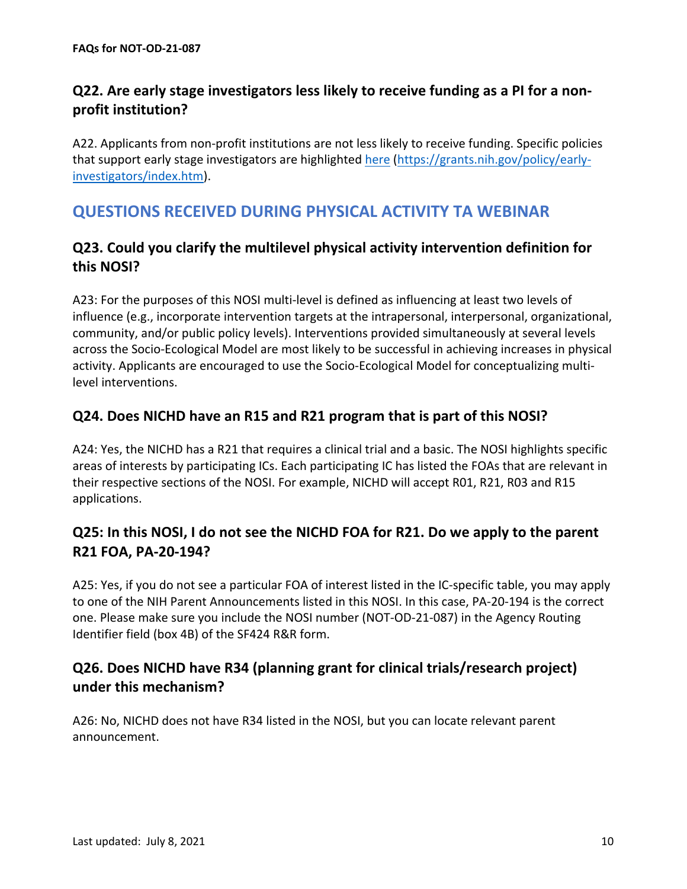## Q22. Are early stage investigators less likely to receive funding as a PI for a non-profit institution?

A22. Applicants from non-profit institutions are not less likely to receive funding. Specific policies that support early stage investigators are highlighted [here](https://grants.nih.gov/policy/early-investigators/index.htm) (https://grants.nih.gov/policy/early-investigators/index.htm).

# QUESTIONS RECEIVED DURING PHYSICAL ACTIVITY TA WEBINAR

## Q23. Could you clarify the multilevel physical activity intervention definition for this NOSI?

A23: For the purposes of this NOSI multi-level is defined as influencing at least two levels of influence (e.g., incorporate intervention targets at the intrapersonal, interpersonal, organizational, community, and/or public policy levels). Interventions provided simultaneously at several levels across the Socio-Ecological Model are most likely to be successful in achieving increases in physical activity. Applicants are encouraged to use the Socio-Ecological Model for conceptualizing multi-level interventions.

## Q24. Does NICHD have an R15 and R21 program that is part of this NOSI?

A24: Yes, the NICHD has a R21 that requires a clinical trial and a basic. The NOSI highlights specific areas of interests by participating ICs. Each participating IC has listed the FOAs that are relevant in their respective sections of the NOSI. For example, NICHD will accept R01, R21, R03 and R15 applications.

## Q25: In this NOSI, I do not see the NICHD FOA for R21. Do we apply to the parent R21 FOA, PA-20-194?

A25: Yes, if you do not see a particular FOA of interest listed in the IC-specific table, you may apply to one of the NIH Parent Announcements listed in this NOSI. In this case, PA-20-194 is the correct one. Please make sure you include the NOSI number (NOT-OD-21-087) in the Agency Routing Identifier field (box 4B) of the SF424 R&R form.

## Q26. Does NICHD have R34 (planning grant for clinical trials/research project) under this mechanism?

A26: No, NICHD does not have R34 listed in the NOSI, but you can locate relevant parent announcement.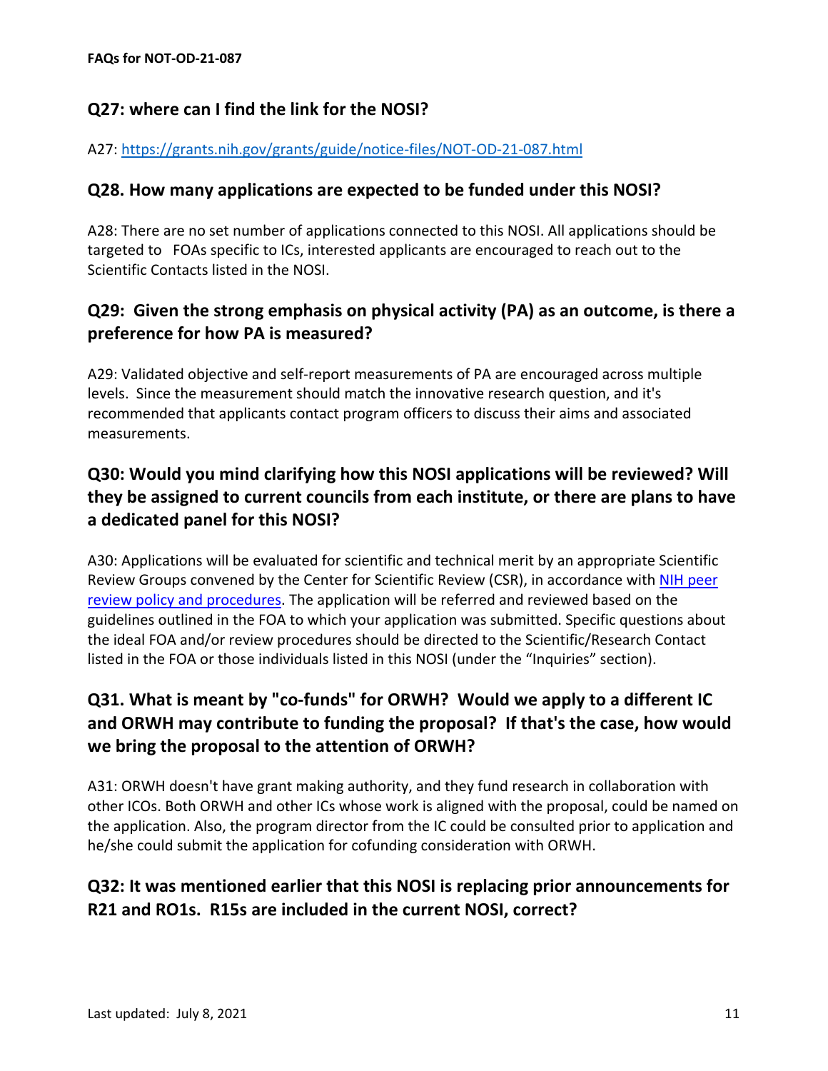## Q27: where can I find the link for the NOSI?

A27: [https://grants.nih.gov/grants/guide/notice-files/NOT-OD-21-087.html](https://grants.nih.gov/grants/guide/notice-files/NOT-OD-21-087.html)

## Q28. How many applications are expected to be funded under this NOSI?

A28: There are no set number of applications connected to this NOSI. All applications should be targeted to FOAs specific to ICs, interested applicants are encouraged to reach out to the Scientific Contacts listed in the NOSI.

## Q29: Given the strong emphasis on physical activity (PA) as an outcome, is there a preference for how PA is measured?

A29: Validated objective and self-report measurements of PA are encouraged across multiple levels. Since the measurement should match the innovative research question, and it's recommended that applicants contact program officers to discuss their aims and associated measurements.

## Q30: Would you mind clarifying how this NOSI applications will be reviewed? Will they be assigned to current councils from each institute, or there are plans to have a dedicated panel for this NOSI?

A30: Applications will be evaluated for scientific and technical merit by an appropriate Scientific Review Groups convened by the Center for Scientific Review (CSR), in accordance with NIH peer review policy and procedures. The application will be referred and reviewed based on the guidelines outlined in the FOA to which your application was submitted. Specific questions about the ideal FOA and/or review procedures should be directed to the Scientific/Research Contact listed in the FOA or those individuals listed in this NOSI (under the "Inquiries" section).

## Q31. What is meant by "co-funds" for ORWH? Would we apply to a different IC and ORWH may contribute to funding the proposal? If that's the case, how would we bring the proposal to the attention of ORWH?

A31: ORWH doesn't have grant making authority, and they fund research in collaboration with other ICOs. Both ORWH and other ICs whose work is aligned with the proposal, could be named on the application. Also, the program director from the IC could be consulted prior to application and he/she could submit the application for cofunding consideration with ORWH.

## Q32: It was mentioned earlier that this NOSI is replacing prior announcements for R21 and RO1s. R15s are included in the current NOSI, correct?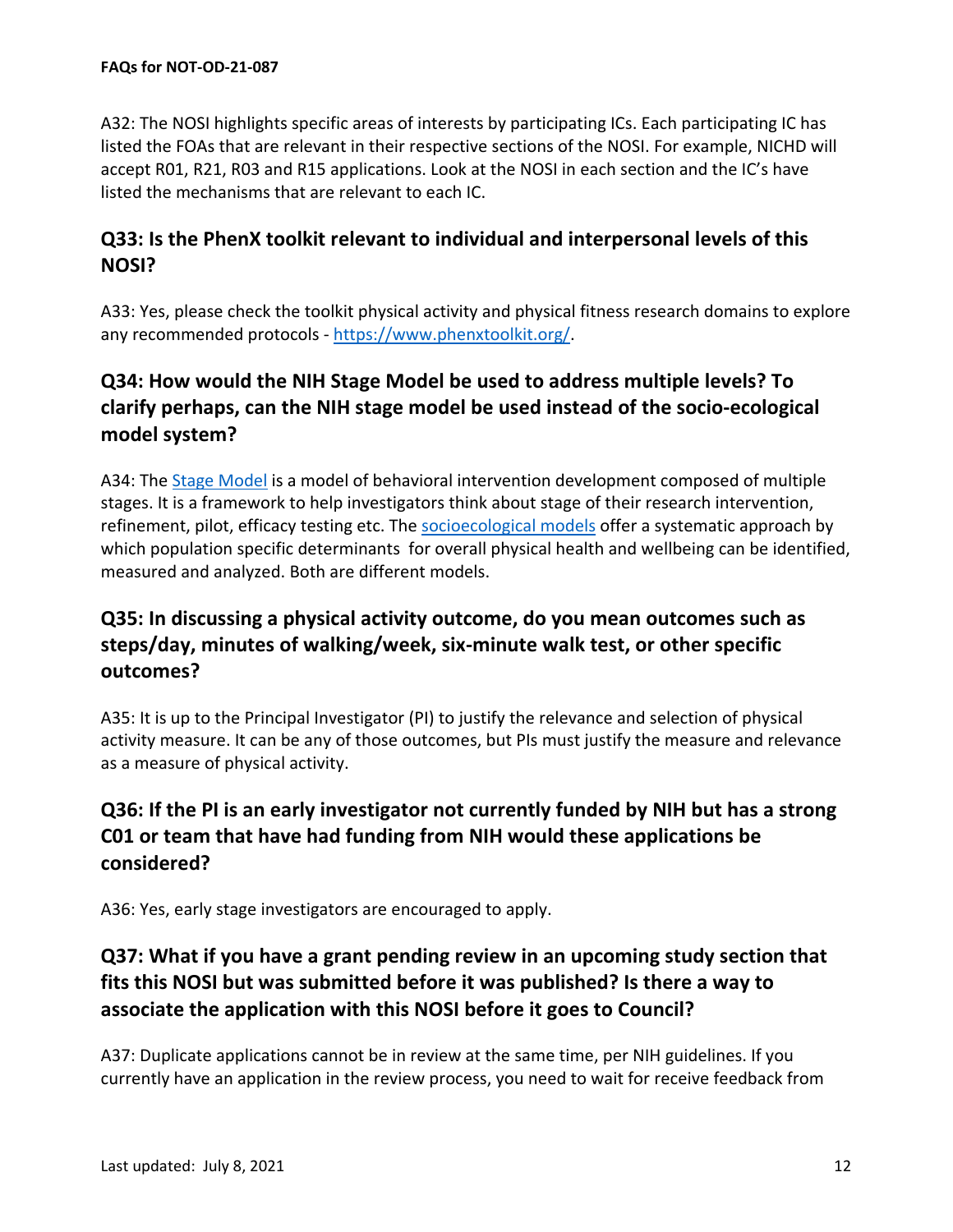A32: The NOSI highlights specific areas of interests by participating ICs. Each participating IC has listed the FOAs that are relevant in their respective sections of the NOSI. For example, NICHD will accept R01, R21, R03 and R15 applications. Look at the NOSI in each section and the IC's have listed the mechanisms that are relevant to each IC.

## Q33: Is the PhenX toolkit relevant to individual and interpersonal levels of this NOSI?

A33: Yes, please check the toolkit physical activity and physical fitness research domains to explore any recommended protocols - [https://www.phenxtoolkit.org/](https://www.phenxtoolkit.org/).

## Q34: How would the NIH Stage Model be used to address multiple levels? To clarify perhaps, can the NIH stage model be used instead of the socio-ecological model system?

A34: The Stage Model is a model of behavioral intervention development composed of multiple stages. It is a framework to help investigators think about stage of their research intervention, refinement, pilot, efficacy testing etc. The socioecological models offer a systematic approach by which population specific determinants for overall physical health and wellbeing can be identified, measured and analyzed. Both are different models.

## Q35: In discussing a physical activity outcome, do you mean outcomes such as steps/day, minutes of walking/week, six-minute walk test, or other specific outcomes?

A35: It is up to the Principal Investigator (PI) to justify the relevance and selection of physical activity measure. It can be any of those outcomes, but PIs must justify the measure and relevance as a measure of physical activity.

## Q36: If the PI is an early investigator not currently funded by NIH but has a strong C01 or team that have had funding from NIH would these applications be considered?

A36: Yes, early stage investigators are encouraged to apply.

## Q37: What if you have a grant pending review in an upcoming study section that fits this NOSI but was submitted before it was published? Is there a way to associate the application with this NOSI before it goes to Council?

A37: Duplicate applications cannot be in review at the same time, per NIH guidelines. If you currently have an application in the review process, you need to wait for receive feedback from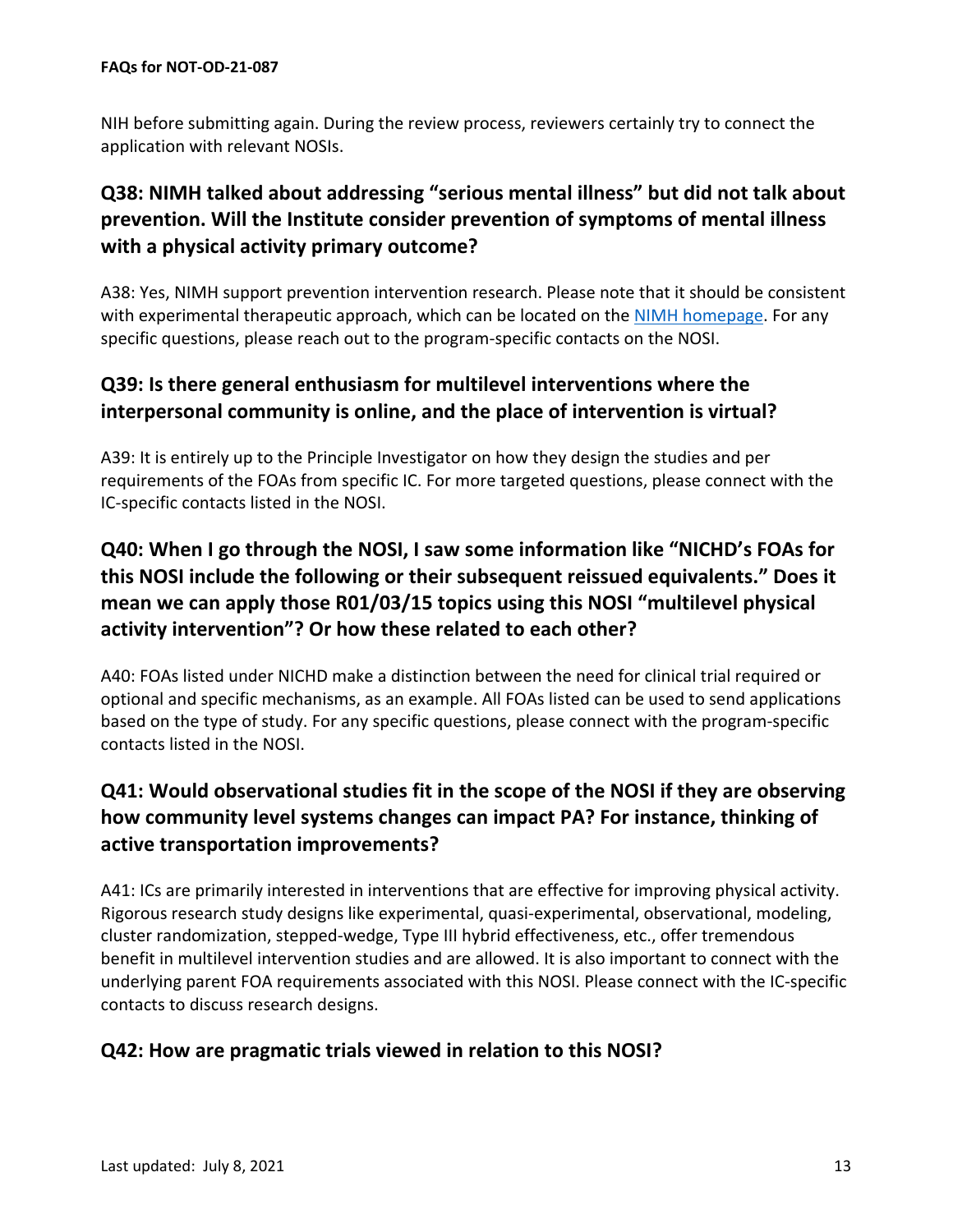NIH before submitting again. During the review process, reviewers certainly try to connect the application with relevant NOSIs.

## Q38: NIMH talked about addressing "serious mental illness" but did not talk about prevention. Will the Institute consider prevention of symptoms of mental illness with a physical activity primary outcome?

A38: Yes, NIMH support prevention intervention research. Please note that it should be consistent with experimental therapeutic approach, which can be located on the [NIMH homepage](). For any specific questions, please reach out to the program-specific contacts on the NOSI.

## Q39: Is there general enthusiasm for multilevel interventions where the interpersonal community is online, and the place of intervention is virtual?

A39: It is entirely up to the Principle Investigator on how they design the studies and per requirements of the FOAs from specific IC. For more targeted questions, please connect with the IC-specific contacts listed in the NOSI.

## Q40: When I go through the NOSI, I saw some information like "NICHD's FOAs for this NOSI include the following or their subsequent reissued equivalents." Does it mean we can apply those R01/03/15 topics using this NOSI "multilevel physical activity intervention"? Or how these related to each other?

A40: FOAs listed under NICHD make a distinction between the need for clinical trial required or optional and specific mechanisms, as an example. All FOAs listed can be used to send applications based on the type of study. For any specific questions, please connect with the program-specific contacts listed in the NOSI.

## Q41: Would observational studies fit in the scope of the NOSI if they are observing how community level systems changes can impact PA? For instance, thinking of active transportation improvements?

A41: ICs are primarily interested in interventions that are effective for improving physical activity. Rigorous research study designs like experimental, quasi-experimental, observational, modeling, cluster randomization, stepped-wedge, Type III hybrid effectiveness, etc., offer tremendous benefit in multilevel intervention studies and are allowed. It is also important to connect with the underlying parent FOA requirements associated with this NOSI. Please connect with the IC-specific contacts to discuss research designs.

## Q42: How are pragmatic trials viewed in relation to this NOSI?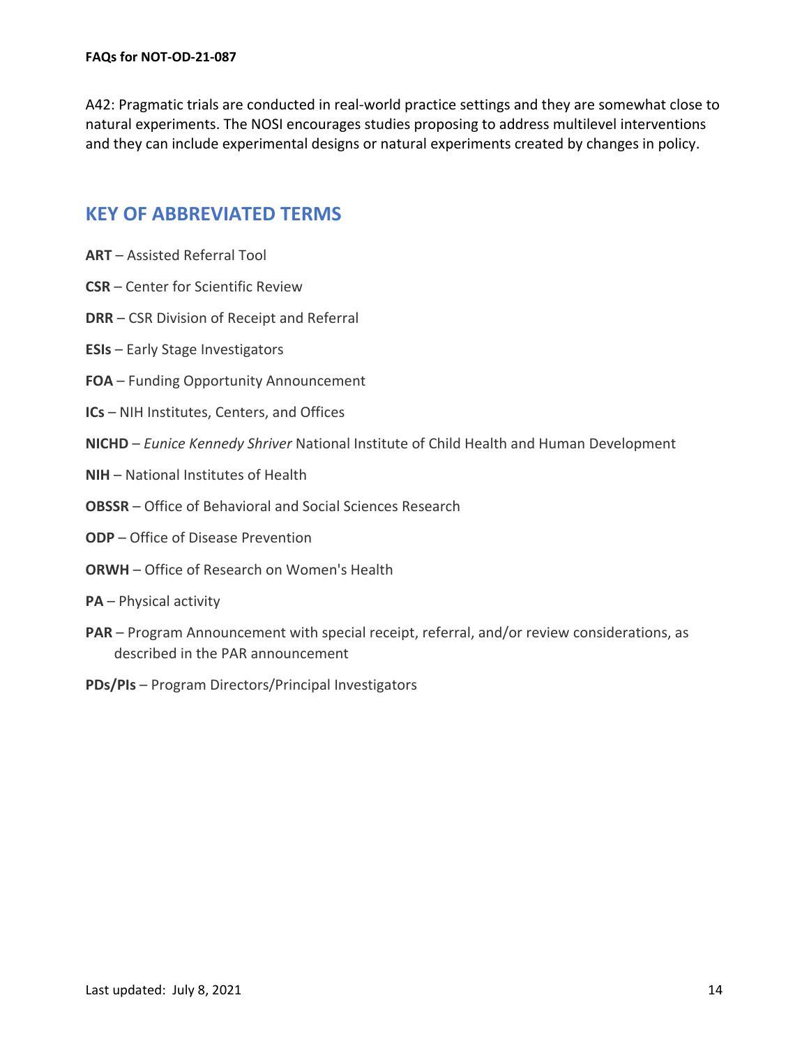A42: Pragmatic trials are conducted in real-world practice settings and they are somewhat close to natural experiments. The NOSI encourages studies proposing to address multilevel interventions and they can include experimental designs or natural experiments created by changes in policy.

## KEY OF ABBREVIATED TERMS

**ART** – Assisted Referral Tool

**CSR** – Center for Scientific Review

**DRR** – CSR Division of Receipt and Referral

**ESIs** – Early Stage Investigators

**FOA** – Funding Opportunity Announcement

**ICs** – NIH Institutes, Centers, and Offices

**NICHD** – *Eunice Kennedy Shriver* National Institute of Child Health and Human Development

**NIH** – National Institutes of Health

**OBSSR** – Office of Behavioral and Social Sciences Research

**ODP** – Office of Disease Prevention

**ORWH** – Office of Research on Women's Health

**PA** – Physical activity

**PAR** – Program Announcement with special receipt, referral, and/or review considerations, as described in the PAR announcement

**PDs/PIs** – Program Directors/Principal Investigators